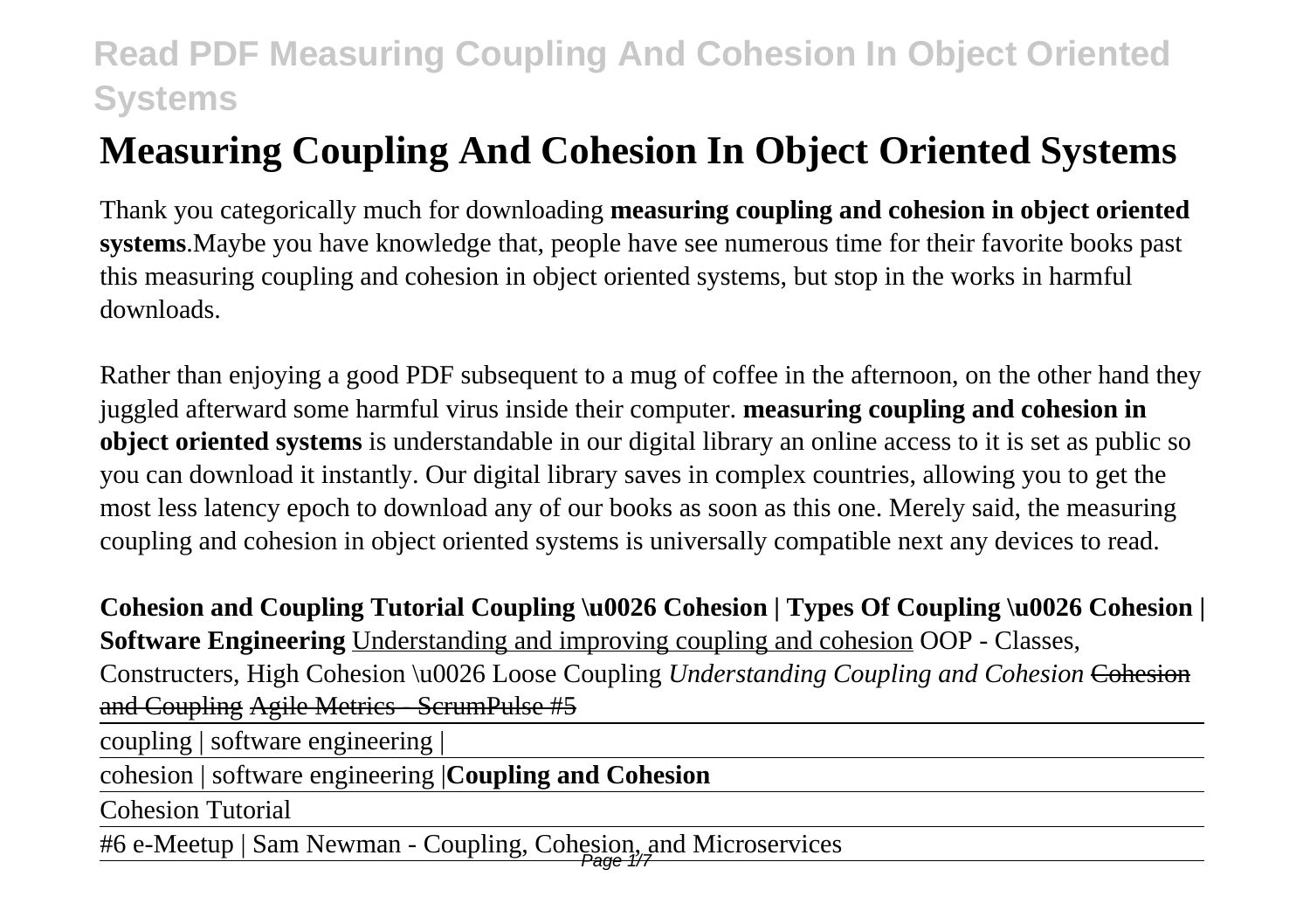# Measuring Coupling And Cohesion In Object Oriented Systems

Thank you categorically much for downloading **measuring coupling and cohesion in object oriented systems**.Maybe you have knowledge that, people have see numerous time for their favorite books past this measuring coupling and cohesion in object oriented systems, but stop in the works in harmful downloads.

Rather than enjoying a good PDF subsequent to a mug of coffee in the afternoon, on the other hand they juggled afterward some harmful virus inside their computer. **measuring coupling and cohesion in object oriented systems** is understandable in our digital library an online access to it is set as public so you can download it instantly. Our digital library saves in complex countries, allowing you to get the most less latency epoch to download any of our books as soon as this one. Merely said, the measuring coupling and cohesion in object oriented systems is universally compatible next any devices to read.

**Cohesion and Coupling Tutorial Coupling \u0026 Cohesion | Types Of Coupling \u0026 Cohesion | Software Engineering** Understanding and improving coupling and cohesion OOP - Classes, Constructers, High Cohesion \u0026 Loose Coupling *Understanding Coupling and Cohesion* ~~Cohesion and Coupling~~ ~~Agile Metrics - ScrumPulse #5~~

coupling | software engineering |

cohesion | software engineering |**Coupling and Cohesion**

Cohesion Tutorial

#6 e-Meetup | Sam Newman - Coupling, Cohesion, and Microservices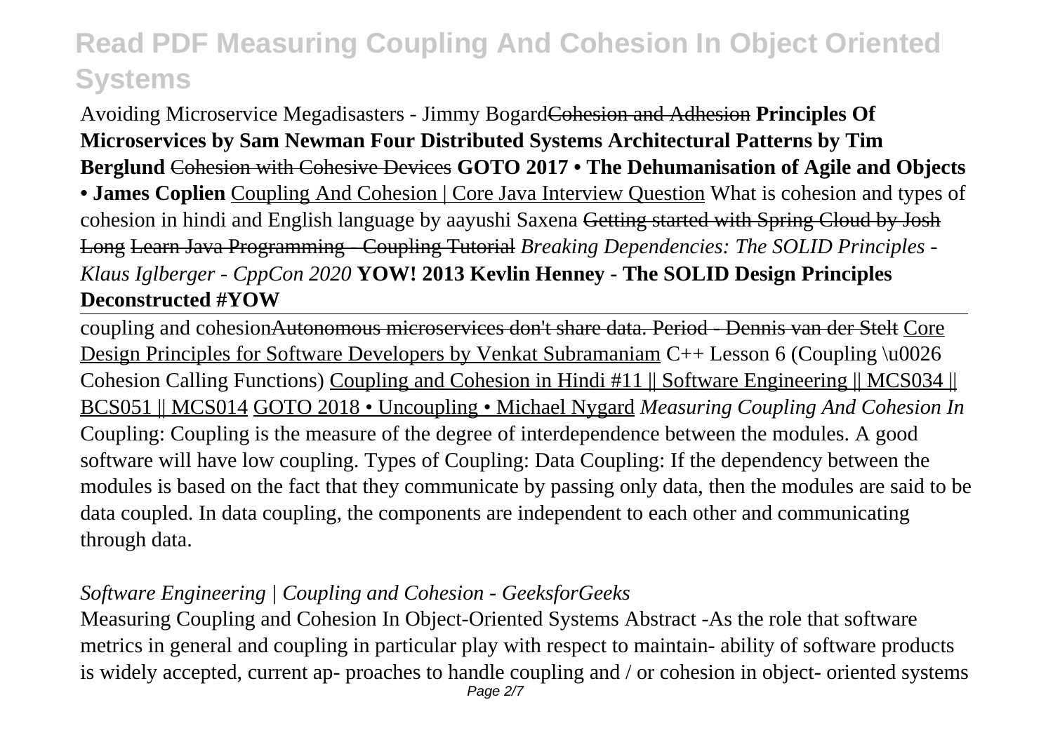Avoiding Microservice Megadisasters - Jimmy Bogard~~Cohesion and Adhesion~~ **Principles Of Microservices by Sam Newman Four Distributed Systems Architectural Patterns by Tim Berglund** ~~Cohesion with Cohesive Devices~~ **GOTO 2017 • The Dehumanisation of Agile and Objects • James Coplien** Coupling And Cohesion | Core Java Interview Question What is cohesion and types of cohesion in hindi and English language by aayushi Saxena ~~Getting started with Spring Cloud by Josh Long~~ ~~Learn Java Programming - Coupling Tutorial~~ *Breaking Dependencies: The SOLID Principles - Klaus Iglberger - CppCon 2020* **YOW! 2013 Kevlin Henney - The SOLID Design Principles Deconstructed #YOW**

coupling and cohesion~~Autonomous microservices don't share data. Period - Dennis van der Stelt~~ Core Design Principles for Software Developers by Venkat Subramaniam C++ Lesson 6 (Coupling \u0026 Cohesion Calling Functions) Coupling and Cohesion in Hindi #11 || Software Engineering || MCS034 || BCS051 || MCS014 GOTO 2018 • Uncoupling • Michael Nygard *Measuring Coupling And Cohesion In*
Coupling: Coupling is the measure of the degree of interdependence between the modules. A good software will have low coupling. Types of Coupling: Data Coupling: If the dependency between the modules is based on the fact that they communicate by passing only data, then the modules are said to be data coupled. In data coupling, the components are independent to each other and communicating through data.

*Software Engineering | Coupling and Cohesion - GeeksforGeeks*

Measuring Coupling and Cohesion In Object-Oriented Systems Abstract -As the role that software metrics in general and coupling in particular play with respect to maintain- ability of software products is widely accepted, current ap- proaches to handle coupling and / or cohesion in object- oriented systems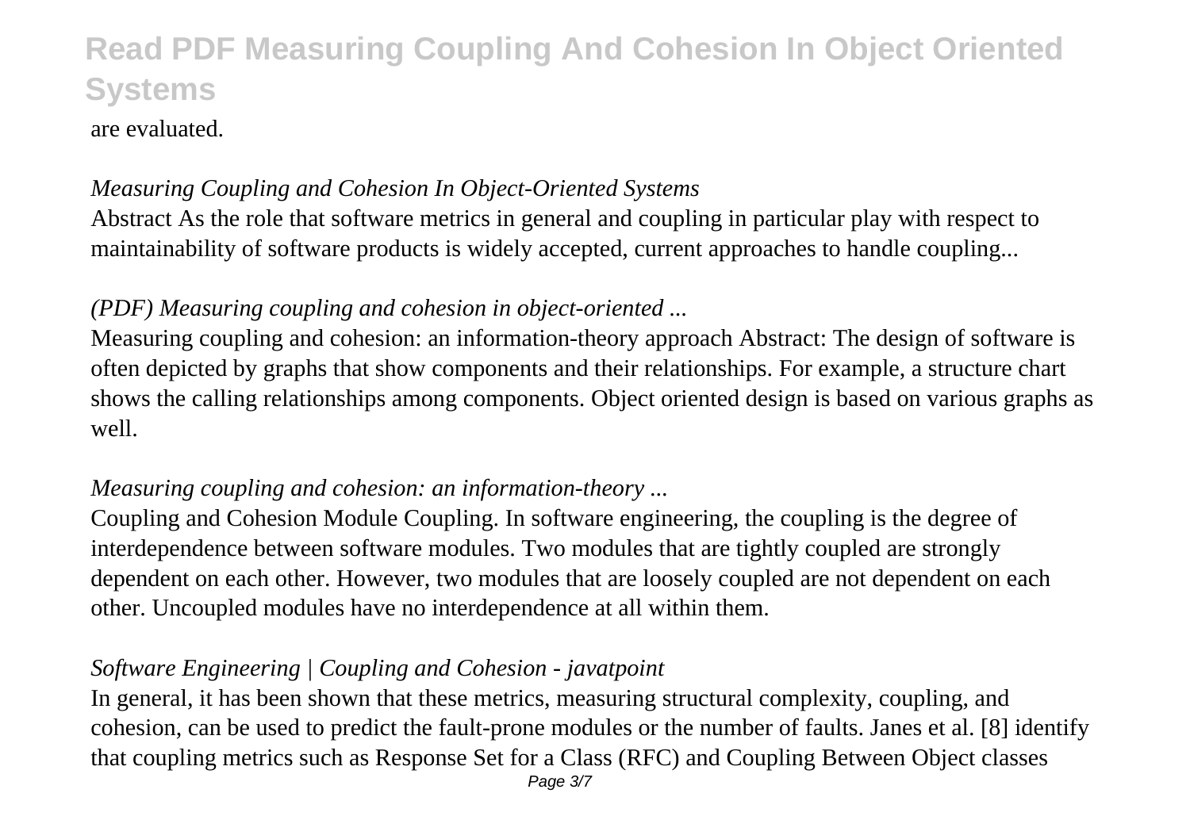are evaluated.

*Measuring Coupling and Cohesion In Object-Oriented Systems*

Abstract As the role that software metrics in general and coupling in particular play with respect to maintainability of software products is widely accepted, current approaches to handle coupling...

*(PDF) Measuring coupling and cohesion in object-oriented ...*

Measuring coupling and cohesion: an information-theory approach Abstract: The design of software is often depicted by graphs that show components and their relationships. For example, a structure chart shows the calling relationships among components. Object oriented design is based on various graphs as well.

*Measuring coupling and cohesion: an information-theory ...*

Coupling and Cohesion Module Coupling. In software engineering, the coupling is the degree of interdependence between software modules. Two modules that are tightly coupled are strongly dependent on each other. However, two modules that are loosely coupled are not dependent on each other. Uncoupled modules have no interdependence at all within them.

*Software Engineering | Coupling and Cohesion - javatpoint*

In general, it has been shown that these metrics, measuring structural complexity, coupling, and cohesion, can be used to predict the fault-prone modules or the number of faults. Janes et al. [8] identify that coupling metrics such as Response Set for a Class (RFC) and Coupling Between Object classes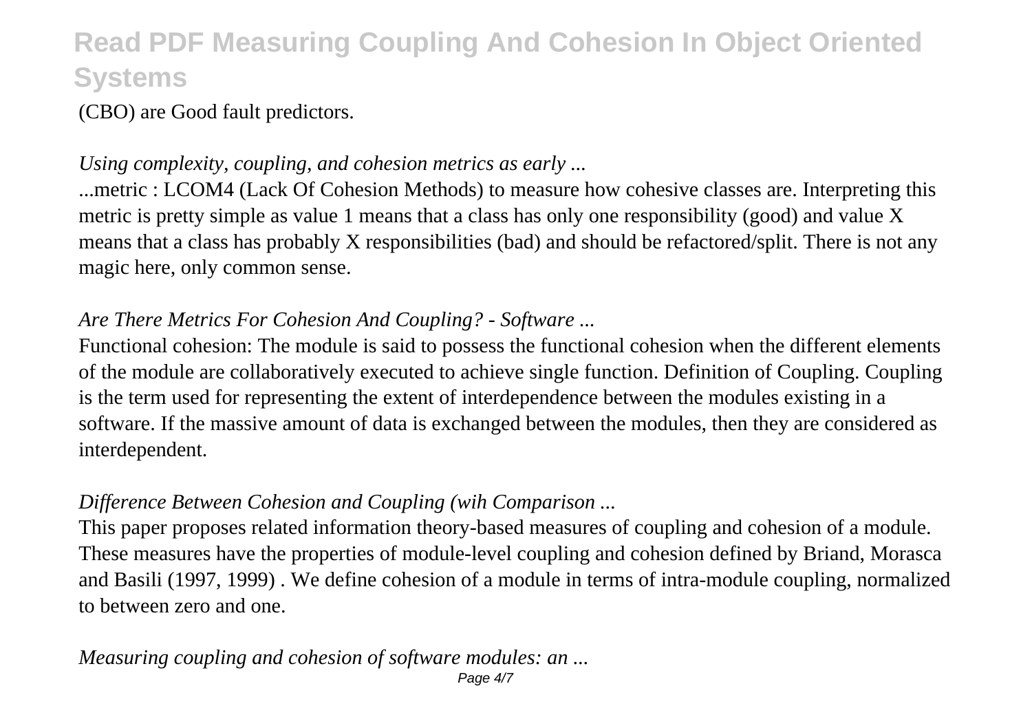(CBO) are Good fault predictors.

*Using complexity, coupling, and cohesion metrics as early ...*

...metric : LCOM4 (Lack Of Cohesion Methods) to measure how cohesive classes are. Interpreting this metric is pretty simple as value 1 means that a class has only one responsibility (good) and value X means that a class has probably X responsibilities (bad) and should be refactored/split. There is not any magic here, only common sense.

*Are There Metrics For Cohesion And Coupling? - Software ...*

Functional cohesion: The module is said to possess the functional cohesion when the different elements of the module are collaboratively executed to achieve single function. Definition of Coupling. Coupling is the term used for representing the extent of interdependence between the modules existing in a software. If the massive amount of data is exchanged between the modules, then they are considered as interdependent.

*Difference Between Cohesion and Coupling (wih Comparison ...*

This paper proposes related information theory-based measures of coupling and cohesion of a module. These measures have the properties of module-level coupling and cohesion defined by Briand, Morasca and Basili (1997, 1999) . We define cohesion of a module in terms of intra-module coupling, normalized to between zero and one.

*Measuring coupling and cohesion of software modules: an ...*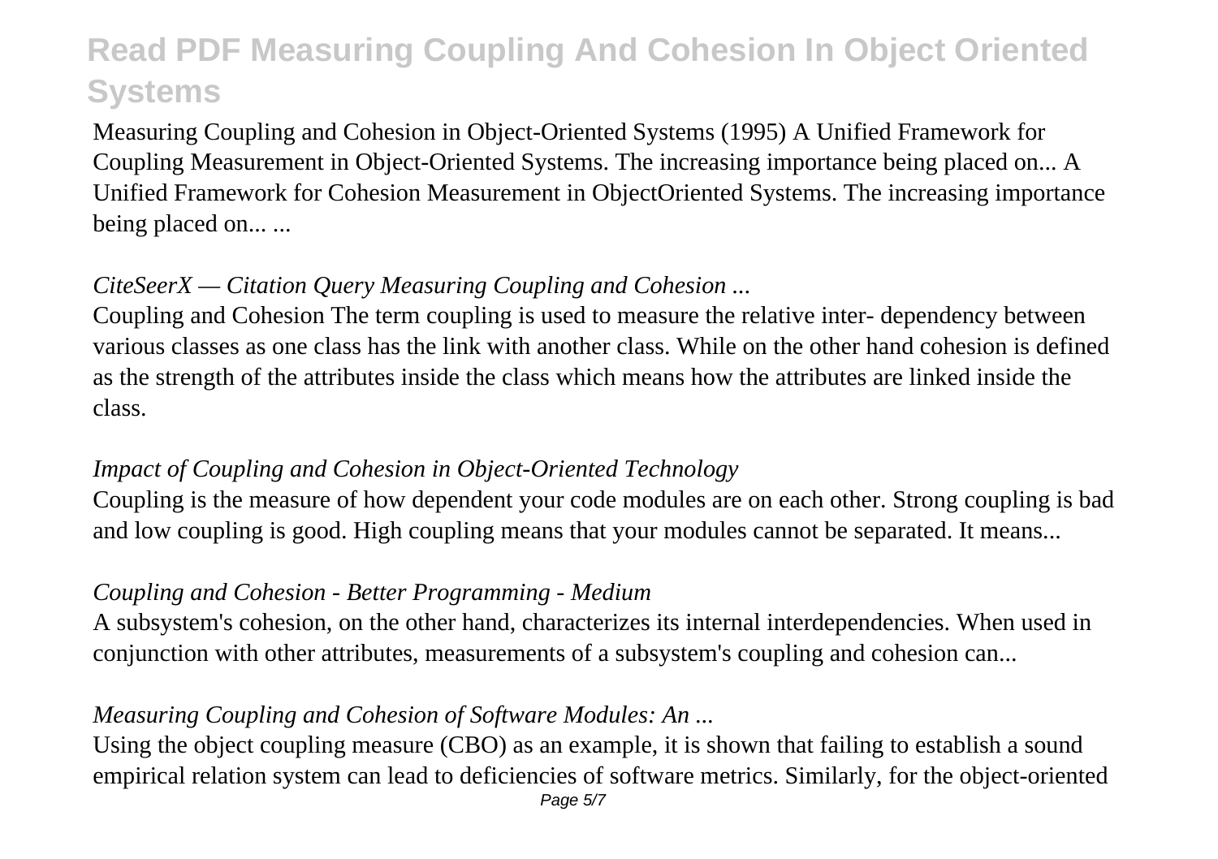Measuring Coupling and Cohesion in Object-Oriented Systems (1995) A Unified Framework for Coupling Measurement in Object-Oriented Systems. The increasing importance being placed on... A Unified Framework for Cohesion Measurement in ObjectOriented Systems. The increasing importance being placed on... ...

*CiteSeerX — Citation Query Measuring Coupling and Cohesion ...*

Coupling and Cohesion The term coupling is used to measure the relative inter- dependency between various classes as one class has the link with another class. While on the other hand cohesion is defined as the strength of the attributes inside the class which means how the attributes are linked inside the class.

*Impact of Coupling and Cohesion in Object-Oriented Technology*

Coupling is the measure of how dependent your code modules are on each other. Strong coupling is bad and low coupling is good. High coupling means that your modules cannot be separated. It means...

*Coupling and Cohesion - Better Programming - Medium*

A subsystem's cohesion, on the other hand, characterizes its internal interdependencies. When used in conjunction with other attributes, measurements of a subsystem's coupling and cohesion can...

*Measuring Coupling and Cohesion of Software Modules: An ...*

Using the object coupling measure (CBO) as an example, it is shown that failing to establish a sound empirical relation system can lead to deficiencies of software metrics. Similarly, for the object-oriented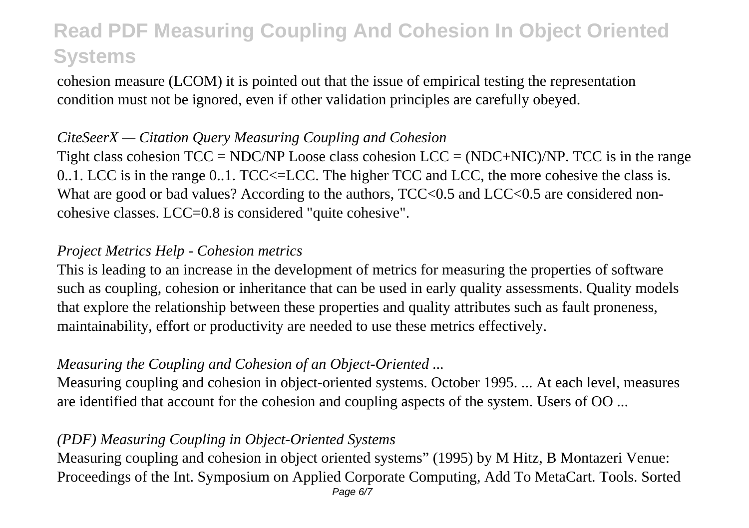cohesion measure (LCOM) it is pointed out that the issue of empirical testing the representation condition must not be ignored, even if other validation principles are carefully obeyed.

*CiteSeerX — Citation Query Measuring Coupling and Cohesion*

Tight class cohesion TCC = NDC/NP Loose class cohesion LCC = (NDC+NIC)/NP. TCC is in the range 0..1. LCC is in the range 0..1. TCC<=LCC. The higher TCC and LCC, the more cohesive the class is. What are good or bad values? According to the authors, TCC<0.5 and LCC<0.5 are considered non-cohesive classes. LCC=0.8 is considered "quite cohesive".

*Project Metrics Help - Cohesion metrics*

This is leading to an increase in the development of metrics for measuring the properties of software such as coupling, cohesion or inheritance that can be used in early quality assessments. Quality models that explore the relationship between these properties and quality attributes such as fault proneness, maintainability, effort or productivity are needed to use these metrics effectively.

*Measuring the Coupling and Cohesion of an Object-Oriented ...*

Measuring coupling and cohesion in object-oriented systems. October 1995. ... At each level, measures are identified that account for the cohesion and coupling aspects of the system. Users of OO ...

*(PDF) Measuring Coupling in Object-Oriented Systems*

Measuring coupling and cohesion in object oriented systems" (1995) by M Hitz, B Montazeri Venue: Proceedings of the Int. Symposium on Applied Corporate Computing, Add To MetaCart. Tools. Sorted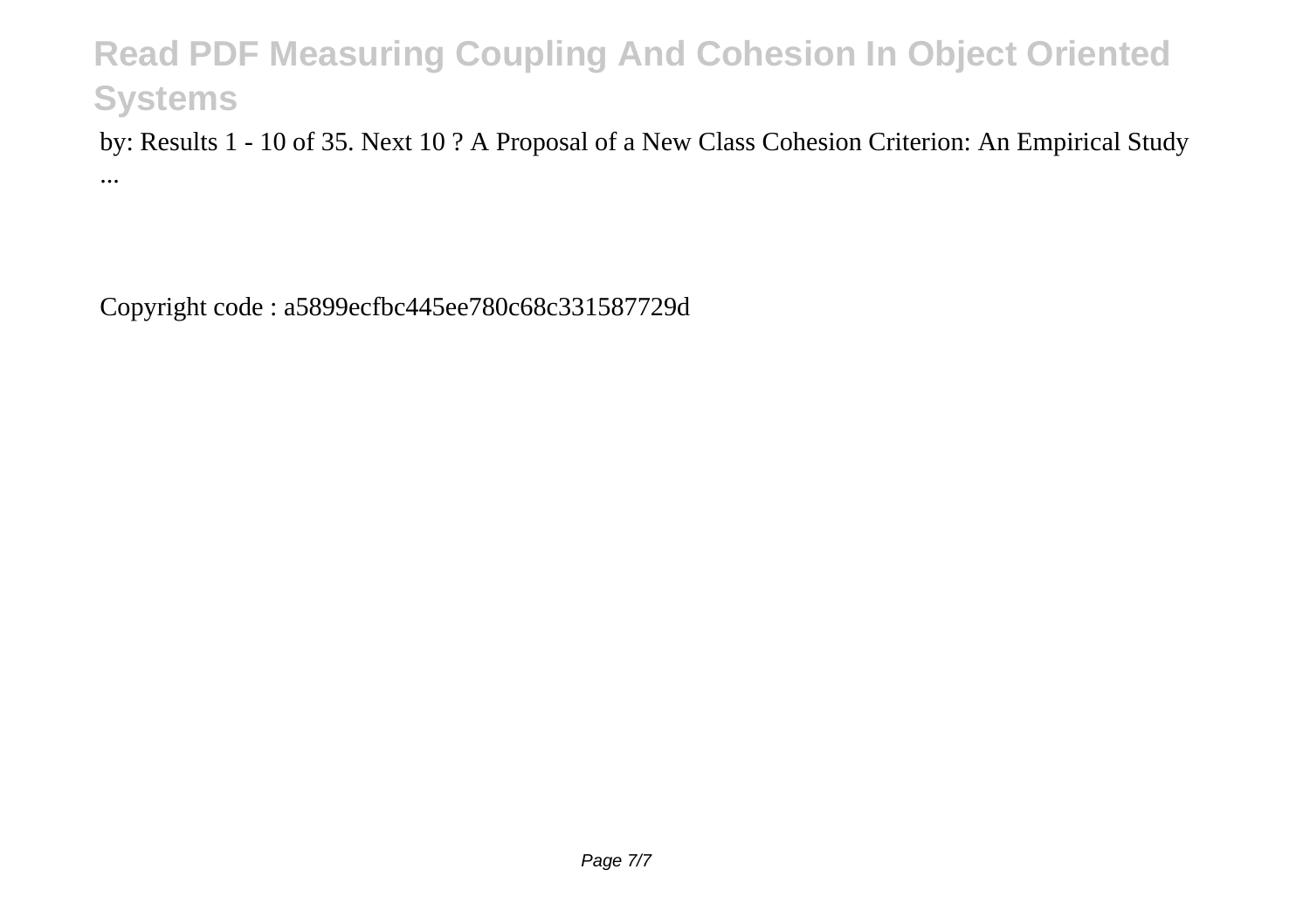by: Results 1 - 10 of 35. Next 10 ? A Proposal of a New Class Cohesion Criterion: An Empirical Study ...

Copyright code : a5899ecfbc445ee780c68c331587729d